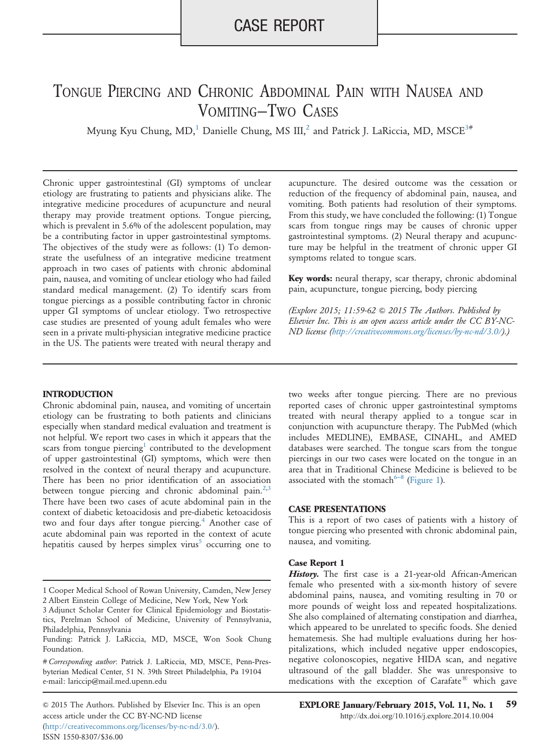CASE REPORT

# Tongue Piercing and Chronic Abdominal Pain with Nausea and Vomiting—Two Cases

Myung Kyu Chung, MD,[1] Danielle Chung, MS III,[2] and Patrick J. LaRiccia, MD, MSCE[3#]

Chronic upper gastrointestinal (GI) symptoms of unclear etiology are frustrating to patients and physicians alike. The integrative medicine procedures of acupuncture and neural therapy may provide treatment options. Tongue piercing, which is prevalent in 5.6% of the adolescent population, may be a contributing factor in upper gastrointestinal symptoms. The objectives of the study were as follows: (1) To demonstrate the usefulness of an integrative medicine treatment approach in two cases of patients with chronic abdominal pain, nausea, and vomiting of unclear etiology who had failed standard medical management. (2) To identify scars from tongue piercings as a possible contributing factor in chronic upper GI symptoms of unclear etiology. Two retrospective case studies are presented of young adult females who were seen in a private multi-physician integrative medicine practice in the US. The patients were treated with neural therapy and acupuncture. The desired outcome was the cessation or reduction of the frequency of abdominal pain, nausea, and vomiting. Both patients had resolution of their symptoms. From this study, we have concluded the following: (1) Tongue scars from tongue rings may be causes of chronic upper gastrointestinal symptoms. (2) Neural therapy and acupuncture may be helpful in the treatment of chronic upper GI symptoms related to tongue scars.

**Key words:** neural therapy, scar therapy, chronic abdominal pain, acupuncture, tongue piercing, body piercing

*(Explore 2015; 11:59-62 © 2015 The Authors. Published by Elsevier Inc. This is an open access article under the CC BY-NC-ND license (http://creativecommons.org/licenses/by-nc-nd/3.0/).)*

## INTRODUCTION

Chronic abdominal pain, nausea, and vomiting of uncertain etiology can be frustrating to both patients and clinicians especially when standard medical evaluation and treatment is not helpful. We report two cases in which it appears that the scars from tongue piercing[1] contributed to the development of upper gastrointestinal (GI) symptoms, which were then resolved in the context of neural therapy and acupuncture. There has been no prior identification of an association between tongue piercing and chronic abdominal pain.[2,3] There have been two cases of acute abdominal pain in the context of diabetic ketoacidosis and pre-diabetic ketoacidosis two and four days after tongue piercing.[4] Another case of acute abdominal pain was reported in the context of acute hepatitis caused by herpes simplex virus[5] occurring one to two weeks after tongue piercing. There are no previous reported cases of chronic upper gastrointestinal symptoms treated with neural therapy applied to a tongue scar in conjunction with acupuncture therapy. The PubMed (which includes MEDLINE), EMBASE, CINAHL, and AMED databases were searched. The tongue scars from the tongue piercings in our two cases were located on the tongue in an area that in Traditional Chinese Medicine is believed to be associated with the stomach[6–8] (Figure 1).

## CASE PRESENTATIONS

This is a report of two cases of patients with a history of tongue piercing who presented with chronic abdominal pain, nausea, and vomiting.

### Case Report 1

***History.*** The first case is a 21-year-old African-American female who presented with a six-month history of severe abdominal pains, nausea, and vomiting resulting in 70 or more pounds of weight loss and repeated hospitalizations. She also complained of alternating constipation and diarrhea, which appeared to be unrelated to specific foods. She denied hematemesis. She had multiple evaluations during her hospitalizations, which included negative upper endoscopies, negative colonoscopies, negative HIDA scan, and negative ultrasound of the gall bladder. She was unresponsive to medications with the exception of Carafate® which gave

---

1 Cooper Medical School of Rowan University, Camden, New Jersey
2 Albert Einstein College of Medicine, New York, New York
3 Adjunct Scholar Center for Clinical Epidemiology and Biostatistics, Perelman School of Medicine, University of Pennsylvania, Philadelphia, Pennsylvania

Funding: Patrick J. LaRiccia, MD, MSCE, Won Sook Chung Foundation.

# *Corresponding author*: Patrick J. LaRiccia, MD, MSCE, Penn-Presbyterian Medical Center, 51 N. 39th Street Philadelphia, Pa 19104
e-mail: lariccip@mail.med.upenn.edu

© 2015 The Authors. Published by Elsevier Inc. This is an open access article under the CC BY-NC-ND license (http://creativecommons.org/licenses/by-nc-nd/3.0/).
ISSN 1550-8307/$36.00

http://dx.doi.org/10.1016/j.explore.2014.10.004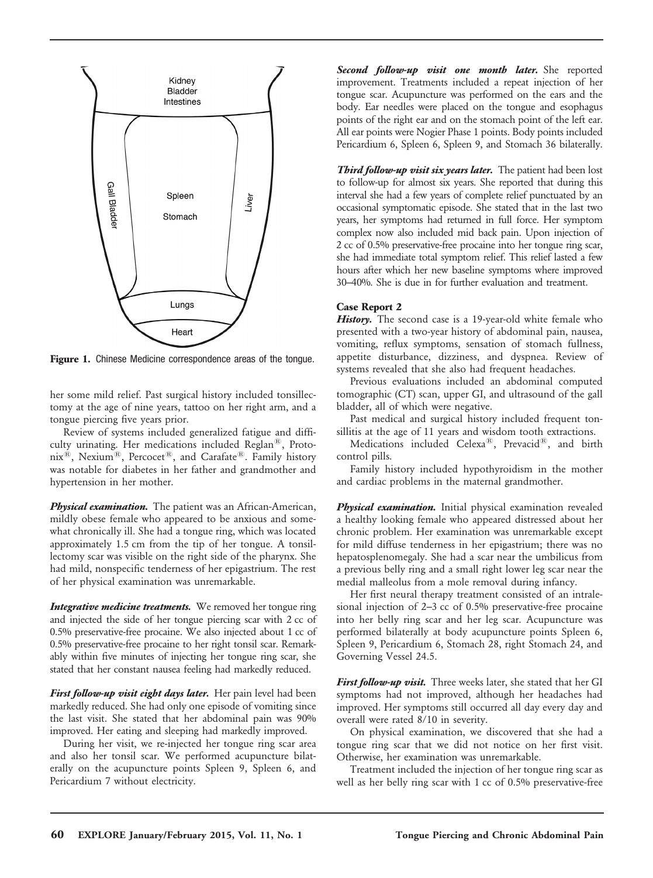Figure 1. Chinese Medicine correspondence areas of the tongue.

her some mild relief. Past surgical history included tonsillectomy at the age of nine years, tattoo on her right arm, and a tongue piercing five years prior.

Review of systems included generalized fatigue and difficulty urinating. Her medications included Reglan®, Protonix®, Nexium®, Percocet®, and Carafate®. Family history was notable for diabetes in her father and grandmother and hypertension in her mother.

***Physical examination.*** The patient was an African-American, mildly obese female who appeared to be anxious and somewhat chronically ill. She had a tongue ring, which was located approximately 1.5 cm from the tip of her tongue. A tonsillectomy scar was visible on the right side of the pharynx. She had mild, nonspecific tenderness of her epigastrium. The rest of her physical examination was unremarkable.

***Integrative medicine treatments.*** We removed her tongue ring and injected the side of her tongue piercing scar with 2 cc of 0.5% preservative-free procaine. We also injected about 1 cc of 0.5% preservative-free procaine to her right tonsil scar. Remarkably within five minutes of injecting her tongue ring scar, she stated that her constant nausea feeling had markedly reduced.

***First follow-up visit eight days later.*** Her pain level had been markedly reduced. She had only one episode of vomiting since the last visit. She stated that her abdominal pain was 90% improved. Her eating and sleeping had markedly improved.

During her visit, we re-injected her tongue ring scar area and also her tonsil scar. We performed acupuncture bilaterally on the acupuncture points Spleen 9, Spleen 6, and Pericardium 7 without electricity.

***Second follow-up visit one month later.*** She reported improvement. Treatments included a repeat injection of her tongue scar. Acupuncture was performed on the ears and the body. Ear needles were placed on the tongue and esophagus points of the right ear and on the stomach point of the left ear. All ear points were Nogier Phase 1 points. Body points included Pericardium 6, Spleen 6, Spleen 9, and Stomach 36 bilaterally.

***Third follow-up visit six years later.*** The patient had been lost to follow-up for almost six years. She reported that during this interval she had a few years of complete relief punctuated by an occasional symptomatic episode. She stated that in the last two years, her symptoms had returned in full force. Her symptom complex now also included mid back pain. Upon injection of 2 cc of 0.5% preservative-free procaine into her tongue ring scar, she had immediate total symptom relief. This relief lasted a few hours after which her new baseline symptoms where improved 30–40%. She is due in for further evaluation and treatment.

### Case Report 2

***History.*** The second case is a 19-year-old white female who presented with a two-year history of abdominal pain, nausea, vomiting, reflux symptoms, sensation of stomach fullness, appetite disturbance, dizziness, and dyspnea. Review of systems revealed that she also had frequent headaches.

Previous evaluations included an abdominal computed tomographic (CT) scan, upper GI, and ultrasound of the gall bladder, all of which were negative.

Past medical and surgical history included frequent tonsillitis at the age of 11 years and wisdom tooth extractions.

Medications included Celexa®, Prevacid®, and birth control pills.

Family history included hypothyroidism in the mother and cardiac problems in the maternal grandmother.

***Physical examination.*** Initial physical examination revealed a healthy looking female who appeared distressed about her chronic problem. Her examination was unremarkable except for mild diffuse tenderness in her epigastrium; there was no hepatosplenomegaly. She had a scar near the umbilicus from a previous belly ring and a small right lower leg scar near the medial malleolus from a mole removal during infancy.

Her first neural therapy treatment consisted of an intralesional injection of 2–3 cc of 0.5% preservative-free procaine into her belly ring scar and her leg scar. Acupuncture was performed bilaterally at body acupuncture points Spleen 6, Spleen 9, Pericardium 6, Stomach 28, right Stomach 24, and Governing Vessel 24.5.

***First follow-up visit.*** Three weeks later, she stated that her GI symptoms had not improved, although her headaches had improved. Her symptoms still occurred all day every day and overall were rated 8/10 in severity.

On physical examination, we discovered that she had a tongue ring scar that we did not notice on her first visit. Otherwise, her examination was unremarkable.

Treatment included the injection of her tongue ring scar as well as her belly ring scar with 1 cc of 0.5% preservative-free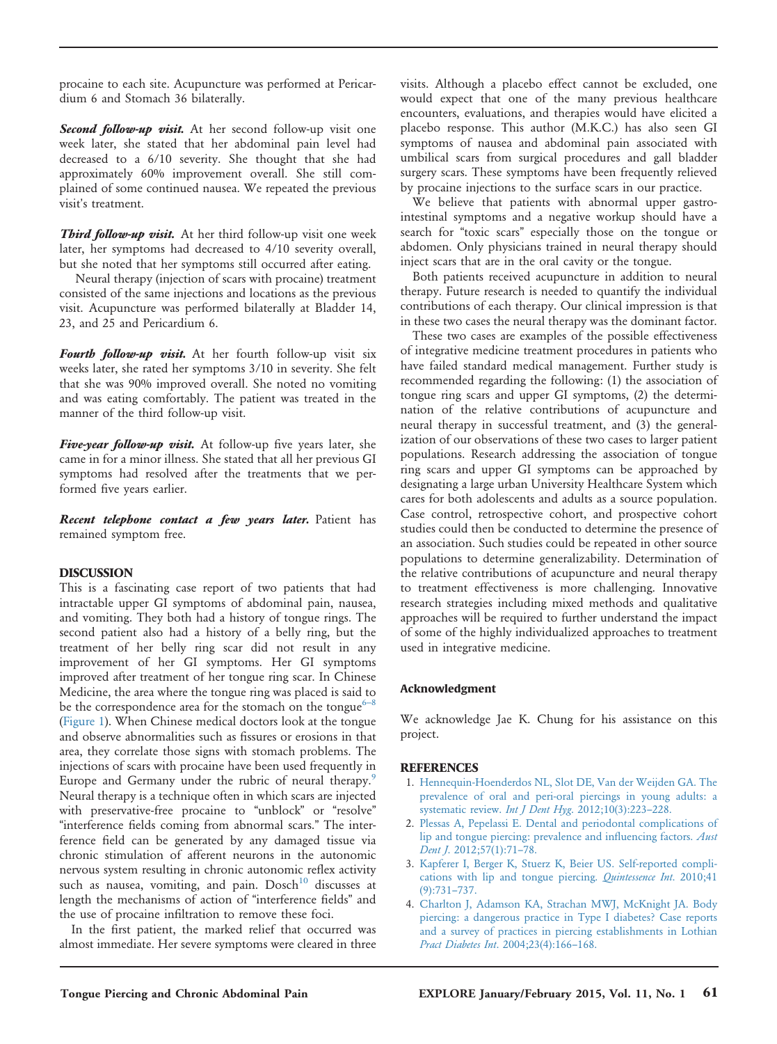procaine to each site. Acupuncture was performed at Pericardium 6 and Stomach 36 bilaterally.

***Second follow-up visit.*** At her second follow-up visit one week later, she stated that her abdominal pain level had decreased to a 6/10 severity. She thought that she had approximately 60% improvement overall. She still complained of some continued nausea. We repeated the previous visit's treatment.

***Third follow-up visit.*** At her third follow-up visit one week later, her symptoms had decreased to 4/10 severity overall, but she noted that her symptoms still occurred after eating.

Neural therapy (injection of scars with procaine) treatment consisted of the same injections and locations as the previous visit. Acupuncture was performed bilaterally at Bladder 14, 23, and 25 and Pericardium 6.

***Fourth follow-up visit.*** At her fourth follow-up visit six weeks later, she rated her symptoms 3/10 in severity. She felt that she was 90% improved overall. She noted no vomiting and was eating comfortably. The patient was treated in the manner of the third follow-up visit.

***Five-year follow-up visit.*** At follow-up five years later, she came in for a minor illness. She stated that all her previous GI symptoms had resolved after the treatments that we performed five years earlier.

***Recent telephone contact a few years later.*** Patient has remained symptom free.

## DISCUSSION

This is a fascinating case report of two patients that had intractable upper GI symptoms of abdominal pain, nausea, and vomiting. They both had a history of tongue rings. The second patient also had a history of a belly ring, but the treatment of her belly ring scar did not result in any improvement of her GI symptoms. Her GI symptoms improved after treatment of her tongue ring scar. In Chinese Medicine, the area where the tongue ring was placed is said to be the correspondence area for the stomach on the tongue[6–8] (Figure 1). When Chinese medical doctors look at the tongue and observe abnormalities such as fissures or erosions in that area, they correlate those signs with stomach problems. The injections of scars with procaine have been used frequently in Europe and Germany under the rubric of neural therapy.[9] Neural therapy is a technique often in which scars are injected with preservative-free procaine to "unblock" or "resolve" "interference fields coming from abnormal scars." The interference field can be generated by any damaged tissue via chronic stimulation of afferent neurons in the autonomic nervous system resulting in chronic autonomic reflex activity such as nausea, vomiting, and pain. Dosch[10] discusses at length the mechanisms of action of "interference fields" and the use of procaine infiltration to remove these foci.

In the first patient, the marked relief that occurred was almost immediate. Her severe symptoms were cleared in three visits. Although a placebo effect cannot be excluded, one would expect that one of the many previous healthcare encounters, evaluations, and therapies would have elicited a placebo response. This author (M.K.C.) has also seen GI symptoms of nausea and abdominal pain associated with umbilical scars from surgical procedures and gall bladder surgery scars. These symptoms have been frequently relieved by procaine injections to the surface scars in our practice.

We believe that patients with abnormal upper gastrointestinal symptoms and a negative workup should have a search for "toxic scars" especially those on the tongue or abdomen. Only physicians trained in neural therapy should inject scars that are in the oral cavity or the tongue.

Both patients received acupuncture in addition to neural therapy. Future research is needed to quantify the individual contributions of each therapy. Our clinical impression is that in these two cases the neural therapy was the dominant factor.

These two cases are examples of the possible effectiveness of integrative medicine treatment procedures in patients who have failed standard medical management. Further study is recommended regarding the following: (1) the association of tongue ring scars and upper GI symptoms, (2) the determination of the relative contributions of acupuncture and neural therapy in successful treatment, and (3) the generalization of our observations of these two cases to larger patient populations. Research addressing the association of tongue ring scars and upper GI symptoms can be approached by designating a large urban University Healthcare System which cares for both adolescents and adults as a source population. Case control, retrospective cohort, and prospective cohort studies could then be conducted to determine the presence of an association. Such studies could be repeated in other source populations to determine generalizability. Determination of the relative contributions of acupuncture and neural therapy to treatment effectiveness is more challenging. Innovative research strategies including mixed methods and qualitative approaches will be required to further understand the impact of some of the highly individualized approaches to treatment used in integrative medicine.

### Acknowledgment

We acknowledge Jae K. Chung for his assistance on this project.

## REFERENCES

1. Hennequin-Hoenderdos NL, Slot DE, Van der Weijden GA. The prevalence of oral and peri-oral piercings in young adults: a systematic review. *Int J Dent Hyg*. 2012;10(3):223–228.
2. Plessas A, Pepelassi E. Dental and periodontal complications of lip and tongue piercing: prevalence and influencing factors. *Aust Dent J*. 2012;57(1):71–78.
3. Kapferer I, Berger K, Stuerz K, Beier US. Self-reported complications with lip and tongue piercing. *Quintessence Int*. 2010;41(9):731–737.
4. Charlton J, Adamson KA, Strachan MWJ, McKnight JA. Body piercing: a dangerous practice in Type I diabetes? Case reports and a survey of practices in piercing establishments in Lothian *Pract Diabetes Int*. 2004;23(4):166–168.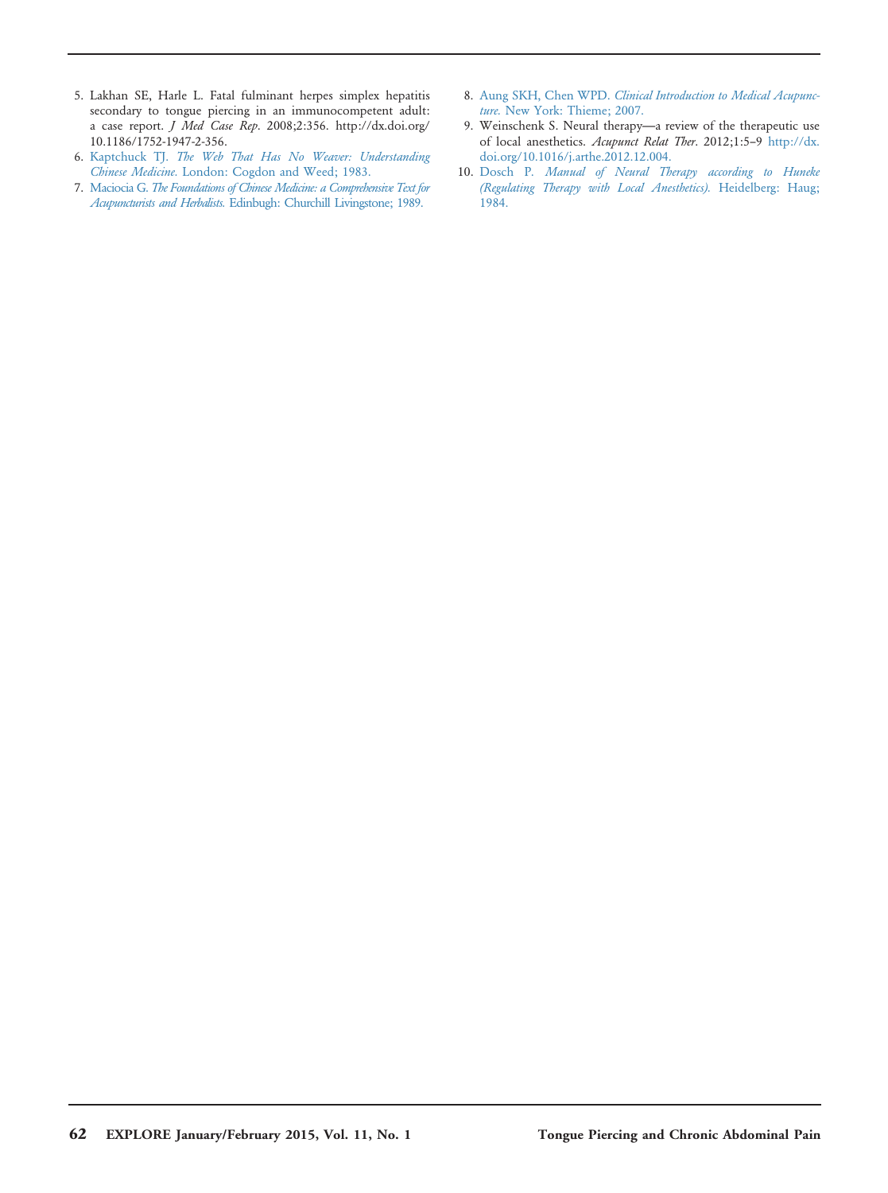5. Lakhan SE, Harle L. Fatal fulminant herpes simplex hepatitis secondary to tongue piercing in an immunocompetent adult: a case report. *J Med Case Rep*. 2008;2:356. http://dx.doi.org/10.1186/1752-1947-2-356.
6. Kaptchuck TJ. *The Web That Has No Weaver: Understanding Chinese Medicine.* London: Cogdon and Weed; 1983.
7. Maciocia G. *The Foundations of Chinese Medicine: a Comprehensive Text for Acupuncturists and Herbalists.* Edinbugh: Churchill Livingstone; 1989.
8. Aung SKH, Chen WPD. *Clinical Introduction to Medical Acupuncture.* New York: Thieme; 2007.
9. Weinschenk S. Neural therapy—a review of the therapeutic use of local anesthetics. *Acupunct Relat Ther*. 2012;1:5–9 http://dx.doi.org/10.1016/j.arthe.2012.12.004.
10. Dosch P. *Manual of Neural Therapy according to Huneke (Regulating Therapy with Local Anesthetics).* Heidelberg: Haug; 1984.